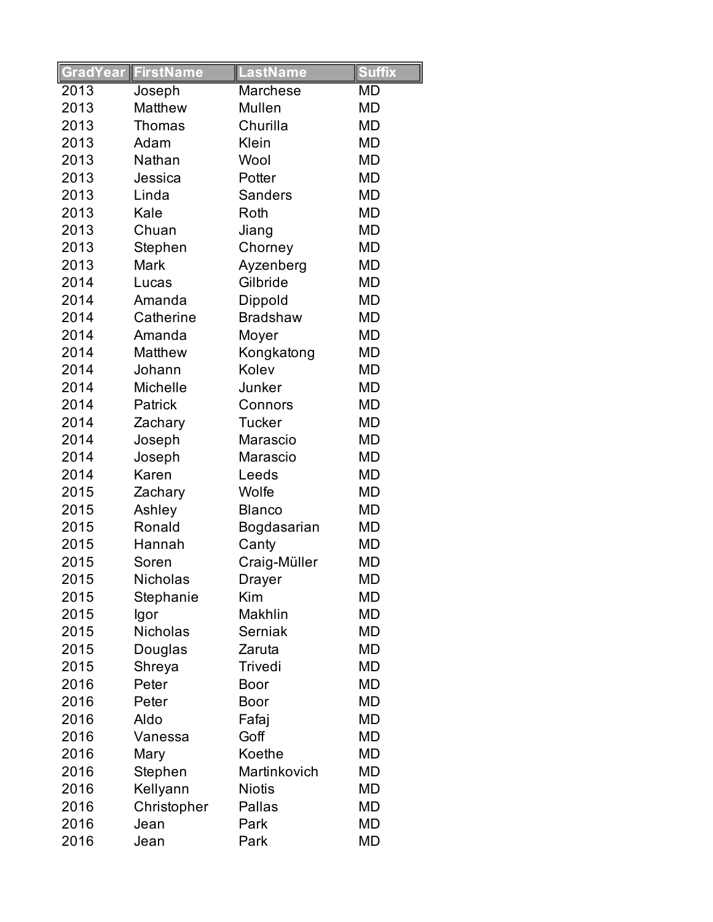| GradYear | FirstName | LastName | Suffix |
|---|---|---|---|
| 2013 | Joseph | Marchese | MD |
| 2013 | Matthew | Mullen | MD |
| 2013 | Thomas | Churilla | MD |
| 2013 | Adam | Klein | MD |
| 2013 | Nathan | Wool | MD |
| 2013 | Jessica | Potter | MD |
| 2013 | Linda | Sanders | MD |
| 2013 | Kale | Roth | MD |
| 2013 | Chuan | Jiang | MD |
| 2013 | Stephen | Chorney | MD |
| 2013 | Mark | Ayzenberg | MD |
| 2014 | Lucas | Gilbride | MD |
| 2014 | Amanda | Dippold | MD |
| 2014 | Catherine | Bradshaw | MD |
| 2014 | Amanda | Moyer | MD |
| 2014 | Matthew | Kongkatong | MD |
| 2014 | Johann | Kolev | MD |
| 2014 | Michelle | Junker | MD |
| 2014 | Patrick | Connors | MD |
| 2014 | Zachary | Tucker | MD |
| 2014 | Joseph | Marascio | MD |
| 2014 | Joseph | Marascio | MD |
| 2014 | Karen | Leeds | MD |
| 2015 | Zachary | Wolfe | MD |
| 2015 | Ashley | Blanco | MD |
| 2015 | Ronald | Bogdasarian | MD |
| 2015 | Hannah | Canty | MD |
| 2015 | Soren | Craig-Müller | MD |
| 2015 | Nicholas | Drayer | MD |
| 2015 | Stephanie | Kim | MD |
| 2015 | Igor | Makhlin | MD |
| 2015 | Nicholas | Serniak | MD |
| 2015 | Douglas | Zaruta | MD |
| 2015 | Shreya | Trivedi | MD |
| 2016 | Peter | Boor | MD |
| 2016 | Peter | Boor | MD |
| 2016 | Aldo | Fafaj | MD |
| 2016 | Vanessa | Goff | MD |
| 2016 | Mary | Koethe | MD |
| 2016 | Stephen | Martinkovich | MD |
| 2016 | Kellyann | Niotis | MD |
| 2016 | Christopher | Pallas | MD |
| 2016 | Jean | Park | MD |
| 2016 | Jean | Park | MD |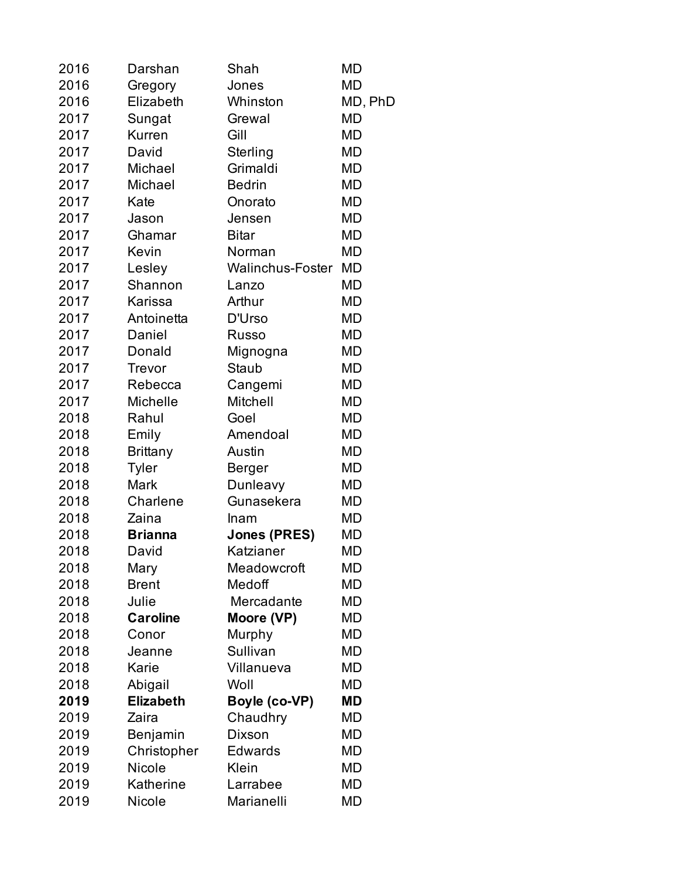| | | | |
|---|---|---|---|
| 2016 | Darshan | Shah | MD |
| 2016 | Gregory | Jones | MD |
| 2016 | Elizabeth | Whinston | MD, PhD |
| 2017 | Sungat | Grewal | MD |
| 2017 | Kurren | Gill | MD |
| 2017 | David | Sterling | MD |
| 2017 | Michael | Grimaldi | MD |
| 2017 | Michael | Bedrin | MD |
| 2017 | Kate | Onorato | MD |
| 2017 | Jason | Jensen | MD |
| 2017 | Ghamar | Bitar | MD |
| 2017 | Kevin | Norman | MD |
| 2017 | Lesley | Walinchus-Foster | MD |
| 2017 | Shannon | Lanzo | MD |
| 2017 | Karissa | Arthur | MD |
| 2017 | Antoinetta | D'Urso | MD |
| 2017 | Daniel | Russo | MD |
| 2017 | Donald | Mignogna | MD |
| 2017 | Trevor | Staub | MD |
| 2017 | Rebecca | Cangemi | MD |
| 2017 | Michelle | Mitchell | MD |
| 2018 | Rahul | Goel | MD |
| 2018 | Emily | Amendoal | MD |
| 2018 | Brittany | Austin | MD |
| 2018 | Tyler | Berger | MD |
| 2018 | Mark | Dunleavy | MD |
| 2018 | Charlene | Gunasekera | MD |
| 2018 | Zaina | Inam | MD |
| 2018 | **Brianna** | **Jones (PRES)** | MD |
| 2018 | David | Katzianer | MD |
| 2018 | Mary | Meadowcroft | MD |
| 2018 | Brent | Medoff | MD |
| 2018 | Julie | Mercadante | MD |
| 2018 | **Caroline** | **Moore (VP)** | MD |
| 2018 | Conor | Murphy | MD |
| 2018 | Jeanne | Sullivan | MD |
| 2018 | Karie | Villanueva | MD |
| 2018 | Abigail | Woll | MD |
| **2019** | **Elizabeth** | **Boyle (co-VP)** | **MD** |
| 2019 | Zaira | Chaudhry | MD |
| 2019 | Benjamin | Dixson | MD |
| 2019 | Christopher | Edwards | MD |
| 2019 | Nicole | Klein | MD |
| 2019 | Katherine | Larrabee | MD |
| 2019 | Nicole | Marianelli | MD |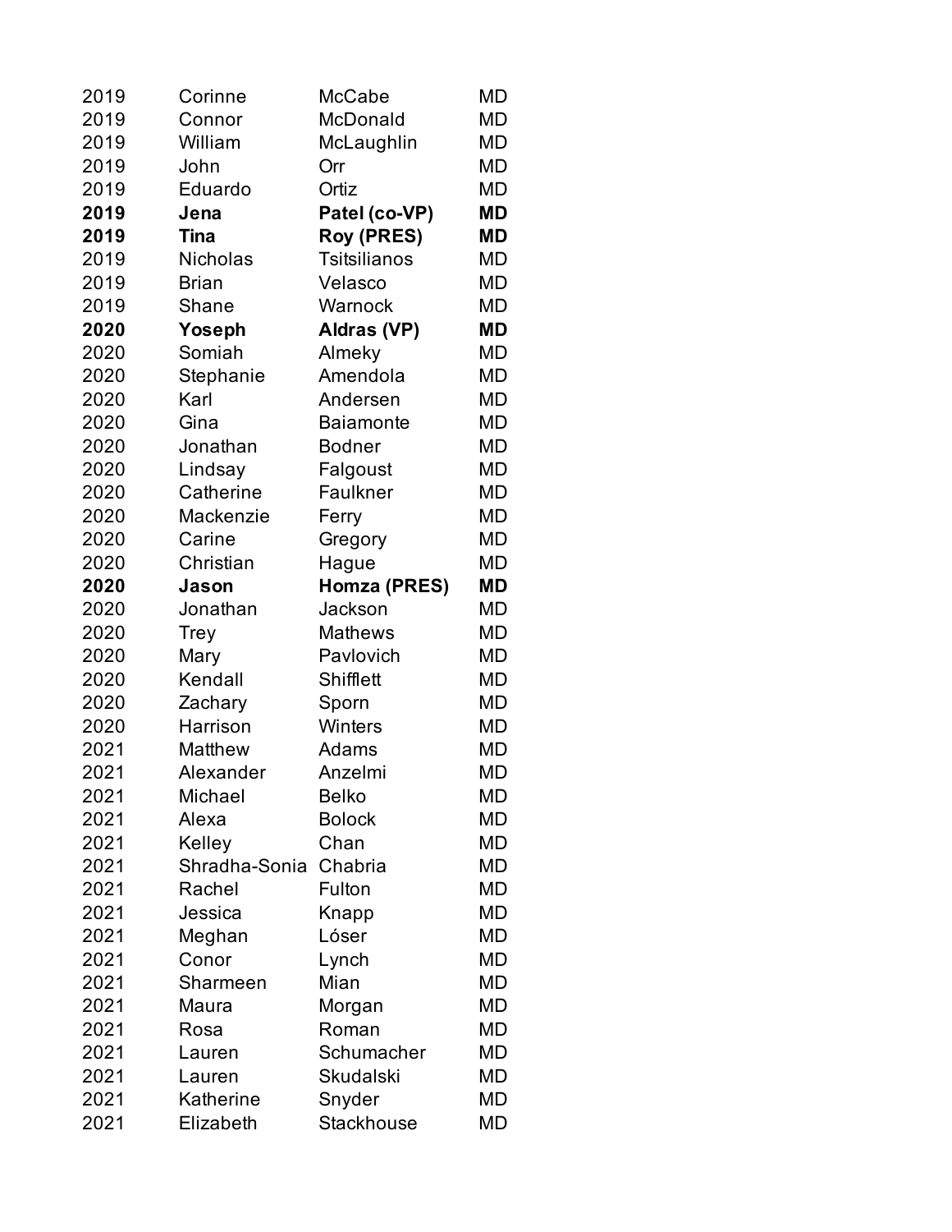| | | | |
|---|---|---|---|
| 2019 | Corinne | McCabe | MD |
| 2019 | Connor | McDonald | MD |
| 2019 | William | McLaughlin | MD |
| 2019 | John | Orr | MD |
| 2019 | Eduardo | Ortiz | MD |
| **2019** | **Jena** | **Patel (co-VP)** | **MD** |
| **2019** | **Tina** | **Roy (PRES)** | **MD** |
| 2019 | Nicholas | Tsitsilianos | MD |
| 2019 | Brian | Velasco | MD |
| 2019 | Shane | Warnock | MD |
| **2020** | **Yoseph** | **Aldras (VP)** | **MD** |
| 2020 | Somiah | Almeky | MD |
| 2020 | Stephanie | Amendola | MD |
| 2020 | Karl | Andersen | MD |
| 2020 | Gina | Baiamonte | MD |
| 2020 | Jonathan | Bodner | MD |
| 2020 | Lindsay | Falgoust | MD |
| 2020 | Catherine | Faulkner | MD |
| 2020 | Mackenzie | Ferry | MD |
| 2020 | Carine | Gregory | MD |
| 2020 | Christian | Hague | MD |
| **2020** | **Jason** | **Homza (PRES)** | **MD** |
| 2020 | Jonathan | Jackson | MD |
| 2020 | Trey | Mathews | MD |
| 2020 | Mary | Pavlovich | MD |
| 2020 | Kendall | Shifflett | MD |
| 2020 | Zachary | Sporn | MD |
| 2020 | Harrison | Winters | MD |
| 2021 | Matthew | Adams | MD |
| 2021 | Alexander | Anzelmi | MD |
| 2021 | Michael | Belko | MD |
| 2021 | Alexa | Bolock | MD |
| 2021 | Kelley | Chan | MD |
| 2021 | Shradha-Sonia | Chabria | MD |
| 2021 | Rachel | Fulton | MD |
| 2021 | Jessica | Knapp | MD |
| 2021 | Meghan | Lóser | MD |
| 2021 | Conor | Lynch | MD |
| 2021 | Sharmeen | Mian | MD |
| 2021 | Maura | Morgan | MD |
| 2021 | Rosa | Roman | MD |
| 2021 | Lauren | Schumacher | MD |
| 2021 | Lauren | Skudalski | MD |
| 2021 | Katherine | Snyder | MD |
| 2021 | Elizabeth | Stackhouse | MD |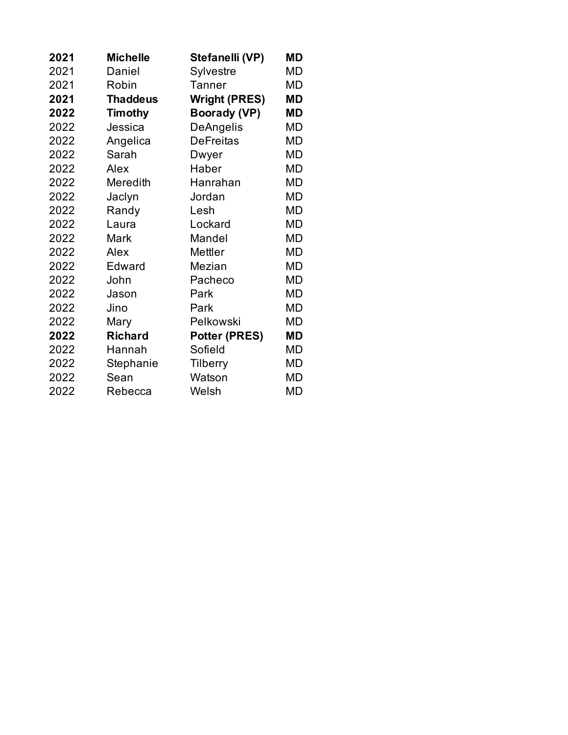| | | | |
|---|---|---|---|
| **2021** | **Michelle** | **Stefanelli (VP)** | **MD** |
| 2021 | Daniel | Sylvestre | MD |
| 2021 | Robin | Tanner | MD |
| **2021** | **Thaddeus** | **Wright (PRES)** | **MD** |
| **2022** | **Timothy** | **Boorady (VP)** | **MD** |
| 2022 | Jessica | DeAngelis | MD |
| 2022 | Angelica | DeFreitas | MD |
| 2022 | Sarah | Dwyer | MD |
| 2022 | Alex | Haber | MD |
| 2022 | Meredith | Hanrahan | MD |
| 2022 | Jaclyn | Jordan | MD |
| 2022 | Randy | Lesh | MD |
| 2022 | Laura | Lockard | MD |
| 2022 | Mark | Mandel | MD |
| 2022 | Alex | Mettler | MD |
| 2022 | Edward | Mezian | MD |
| 2022 | John | Pacheco | MD |
| 2022 | Jason | Park | MD |
| 2022 | Jino | Park | MD |
| 2022 | Mary | Pelkowski | MD |
| **2022** | **Richard** | **Potter (PRES)** | **MD** |
| 2022 | Hannah | Sofield | MD |
| 2022 | Stephanie | Tilberry | MD |
| 2022 | Sean | Watson | MD |
| 2022 | Rebecca | Welsh | MD |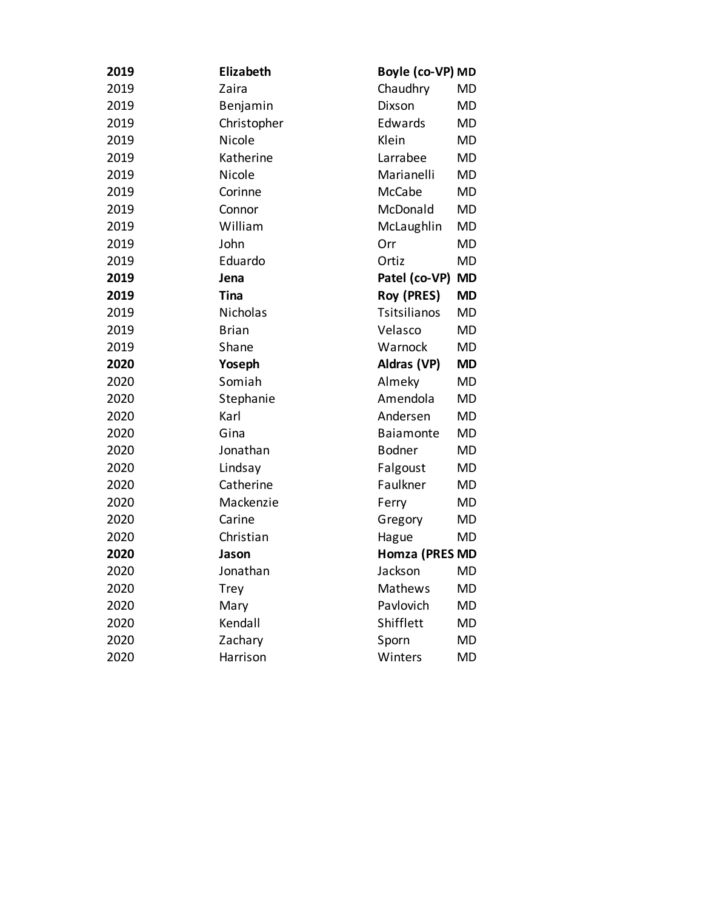| | | | |
|---|---|---|---|
| **2019** | **Elizabeth** | **Boyle (co-VP)** | **MD** |
| 2019 | Zaira | Chaudhry | MD |
| 2019 | Benjamin | Dixson | MD |
| 2019 | Christopher | Edwards | MD |
| 2019 | Nicole | Klein | MD |
| 2019 | Katherine | Larrabee | MD |
| 2019 | Nicole | Marianelli | MD |
| 2019 | Corinne | McCabe | MD |
| 2019 | Connor | McDonald | MD |
| 2019 | William | McLaughlin | MD |
| 2019 | John | Orr | MD |
| 2019 | Eduardo | Ortiz | MD |
| **2019** | **Jena** | **Patel (co-VP)** | **MD** |
| **2019** | **Tina** | **Roy (PRES)** | **MD** |
| 2019 | Nicholas | Tsitsilianos | MD |
| 2019 | Brian | Velasco | MD |
| 2019 | Shane | Warnock | MD |
| **2020** | **Yoseph** | **Aldras (VP)** | **MD** |
| 2020 | Somiah | Almeky | MD |
| 2020 | Stephanie | Amendola | MD |
| 2020 | Karl | Andersen | MD |
| 2020 | Gina | Baiamonte | MD |
| 2020 | Jonathan | Bodner | MD |
| 2020 | Lindsay | Falgoust | MD |
| 2020 | Catherine | Faulkner | MD |
| 2020 | Mackenzie | Ferry | MD |
| 2020 | Carine | Gregory | MD |
| 2020 | Christian | Hague | MD |
| **2020** | **Jason** | **Homza (PRES** | **MD** |
| 2020 | Jonathan | Jackson | MD |
| 2020 | Trey | Mathews | MD |
| 2020 | Mary | Pavlovich | MD |
| 2020 | Kendall | Shifflett | MD |
| 2020 | Zachary | Sporn | MD |
| 2020 | Harrison | Winters | MD |